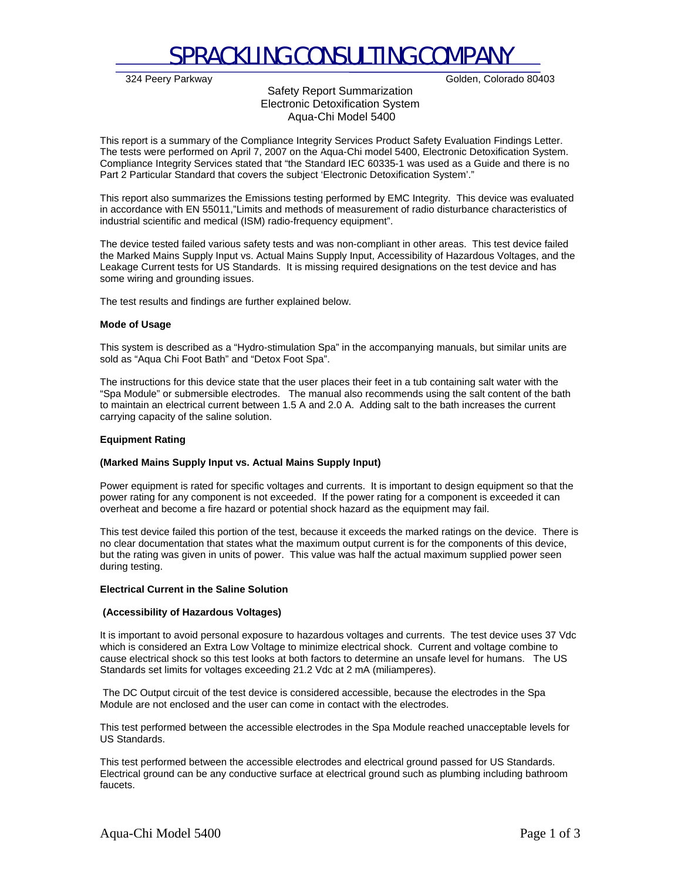# SPRACKLING CONSULTING COMPANY

324 Peery Parkway Golden, Colorado 80403

## Safety Report Summarization
## Electronic Detoxification System
## Aqua-Chi Model 5400

This report is a summary of the Compliance Integrity Services Product Safety Evaluation Findings Letter. The tests were performed on April 7, 2007 on the Aqua-Chi model 5400, Electronic Detoxification System. Compliance Integrity Services stated that "the Standard IEC 60335-1 was used as a Guide and there is no Part 2 Particular Standard that covers the subject 'Electronic Detoxification System'."

This report also summarizes the Emissions testing performed by EMC Integrity. This device was evaluated in accordance with EN 55011,"Limits and methods of measurement of radio disturbance characteristics of industrial scientific and medical (ISM) radio-frequency equipment".

The device tested failed various safety tests and was non-compliant in other areas. This test device failed the Marked Mains Supply Input vs. Actual Mains Supply Input, Accessibility of Hazardous Voltages, and the Leakage Current tests for US Standards. It is missing required designations on the test device and has some wiring and grounding issues.

The test results and findings are further explained below.

**Mode of Usage**

This system is described as a "Hydro-stimulation Spa" in the accompanying manuals, but similar units are sold as "Aqua Chi Foot Bath" and "Detox Foot Spa".

The instructions for this device state that the user places their feet in a tub containing salt water with the "Spa Module" or submersible electrodes. The manual also recommends using the salt content of the bath to maintain an electrical current between 1.5 A and 2.0 A. Adding salt to the bath increases the current carrying capacity of the saline solution.

**Equipment Rating**

**(Marked Mains Supply Input vs. Actual Mains Supply Input)**

Power equipment is rated for specific voltages and currents. It is important to design equipment so that the power rating for any component is not exceeded. If the power rating for a component is exceeded it can overheat and become a fire hazard or potential shock hazard as the equipment may fail.

This test device failed this portion of the test, because it exceeds the marked ratings on the device. There is no clear documentation that states what the maximum output current is for the components of this device, but the rating was given in units of power. This value was half the actual maximum supplied power seen during testing.

**Electrical Current in the Saline Solution**

**(Accessibility of Hazardous Voltages)**

It is important to avoid personal exposure to hazardous voltages and currents. The test device uses 37 Vdc which is considered an Extra Low Voltage to minimize electrical shock. Current and voltage combine to cause electrical shock so this test looks at both factors to determine an unsafe level for humans. The US Standards set limits for voltages exceeding 21.2 Vdc at 2 mA (miliamperes).

The DC Output circuit of the test device is considered accessible, because the electrodes in the Spa Module are not enclosed and the user can come in contact with the electrodes.

This test performed between the accessible electrodes in the Spa Module reached unacceptable levels for US Standards.

This test performed between the accessible electrodes and electrical ground passed for US Standards. Electrical ground can be any conductive surface at electrical ground such as plumbing including bathroom faucets.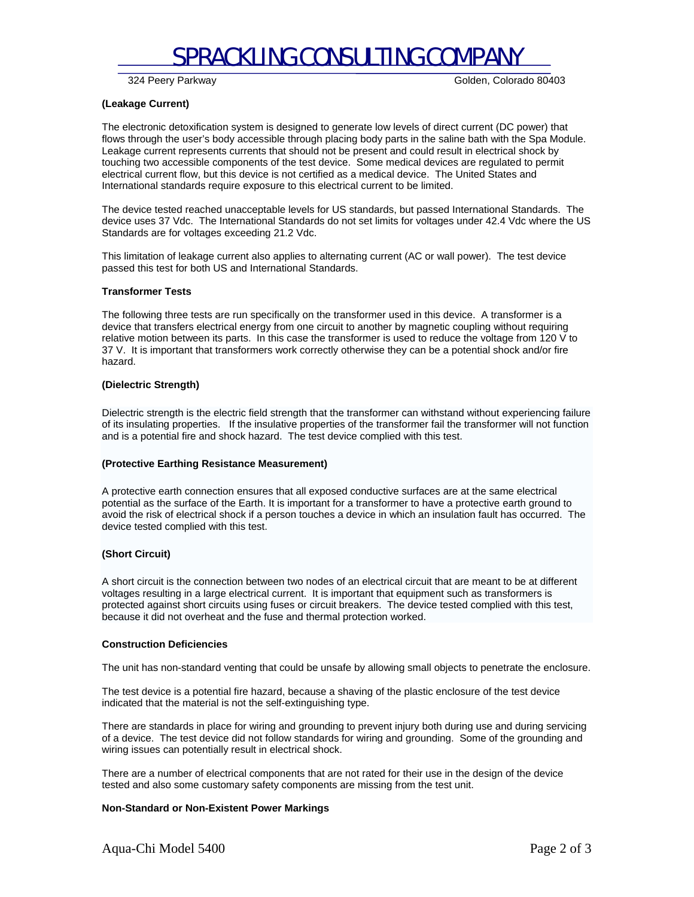**(Leakage Current)**

The electronic detoxification system is designed to generate low levels of direct current (DC power) that flows through the user's body accessible through placing body parts in the saline bath with the Spa Module. Leakage current represents currents that should not be present and could result in electrical shock by touching two accessible components of the test device. Some medical devices are regulated to permit electrical current flow, but this device is not certified as a medical device. The United States and International standards require exposure to this electrical current to be limited.

The device tested reached unacceptable levels for US standards, but passed International Standards. The device uses 37 Vdc. The International Standards do not set limits for voltages under 42.4 Vdc where the US Standards are for voltages exceeding 21.2 Vdc.

This limitation of leakage current also applies to alternating current (AC or wall power). The test device passed this test for both US and International Standards.

**Transformer Tests**

The following three tests are run specifically on the transformer used in this device. A transformer is a device that transfers electrical energy from one circuit to another by magnetic coupling without requiring relative motion between its parts. In this case the transformer is used to reduce the voltage from 120 V to 37 V. It is important that transformers work correctly otherwise they can be a potential shock and/or fire hazard.

**(Dielectric Strength)**

Dielectric strength is the electric field strength that the transformer can withstand without experiencing failure of its insulating properties. If the insulative properties of the transformer fail the transformer will not function and is a potential fire and shock hazard. The test device complied with this test.

**(Protective Earthing Resistance Measurement)**

A protective earth connection ensures that all exposed conductive surfaces are at the same electrical potential as the surface of the Earth. It is important for a transformer to have a protective earth ground to avoid the risk of electrical shock if a person touches a device in which an insulation fault has occurred. The device tested complied with this test.

**(Short Circuit)**

A short circuit is the connection between two nodes of an electrical circuit that are meant to be at different voltages resulting in a large electrical current. It is important that equipment such as transformers is protected against short circuits using fuses or circuit breakers. The device tested complied with this test, because it did not overheat and the fuse and thermal protection worked.

**Construction Deficiencies**

The unit has non-standard venting that could be unsafe by allowing small objects to penetrate the enclosure.

The test device is a potential fire hazard, because a shaving of the plastic enclosure of the test device indicated that the material is not the self-extinguishing type.

There are standards in place for wiring and grounding to prevent injury both during use and during servicing of a device. The test device did not follow standards for wiring and grounding. Some of the grounding and wiring issues can potentially result in electrical shock.

There are a number of electrical components that are not rated for their use in the design of the device tested and also some customary safety components are missing from the test unit.

**Non-Standard or Non-Existent Power Markings**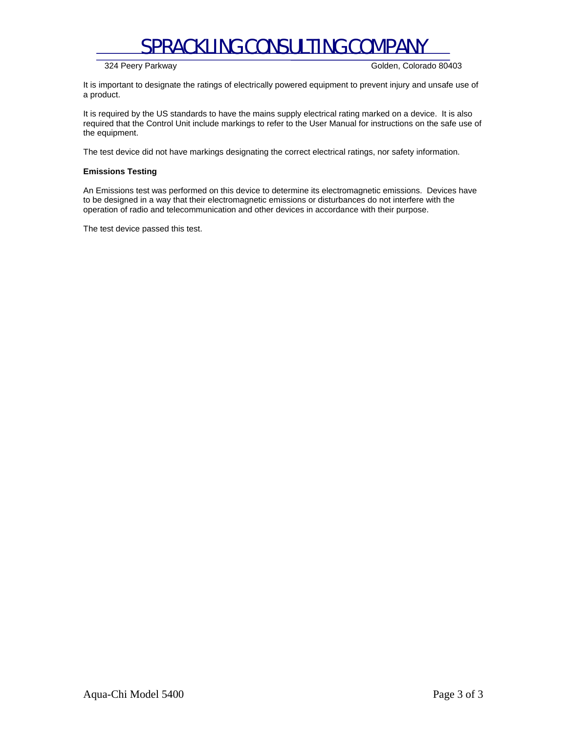It is important to designate the ratings of electrically powered equipment to prevent injury and unsafe use of a product.

It is required by the US standards to have the mains supply electrical rating marked on a device. It is also required that the Control Unit include markings to refer to the User Manual for instructions on the safe use of the equipment.

The test device did not have markings designating the correct electrical ratings, nor safety information.

**Emissions Testing**

An Emissions test was performed on this device to determine its electromagnetic emissions. Devices have to be designed in a way that their electromagnetic emissions or disturbances do not interfere with the operation of radio and telecommunication and other devices in accordance with their purpose.

The test device passed this test.